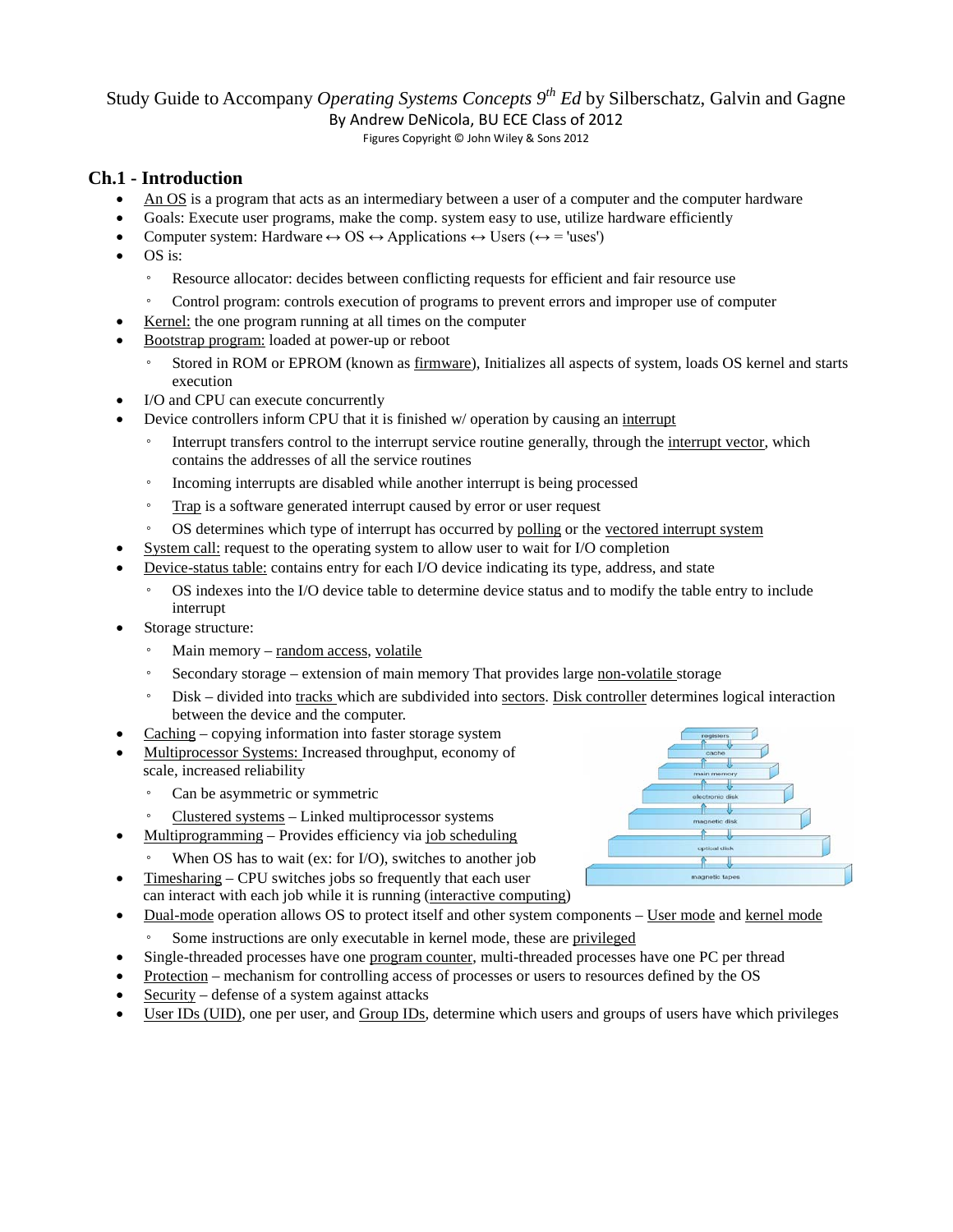Study Guide to Accompany *Operating Systems Concepts 9th Ed* by Silberschatz, Galvin and Gagne

By Andrew DeNicola, BU ECE Class of 2012

Figures Copyright © John Wiley & Sons 2012

## Ch.1 - Introduction

- An OS is a program that acts as an intermediary between a user of a computer and the computer hardware
- Goals: Execute user programs, make the comp. system easy to use, utilize hardware efficiently
- Computer system: Hardware ↔ OS ↔ Applications ↔ Users (↔ = 'uses')
- OS is:
  - Resource allocator: decides between conflicting requests for efficient and fair resource use
  - Control program: controls execution of programs to prevent errors and improper use of computer
- Kernel: the one program running at all times on the computer
- Bootstrap program: loaded at power-up or reboot
  - Stored in ROM or EPROM (known as firmware), Initializes all aspects of system, loads OS kernel and starts execution
- I/O and CPU can execute concurrently
- Device controllers inform CPU that it is finished w/ operation by causing an interrupt
  - Interrupt transfers control to the interrupt service routine generally, through the interrupt vector, which contains the addresses of all the service routines
  - Incoming interrupts are disabled while another interrupt is being processed
  - Trap is a software generated interrupt caused by error or user request
  - OS determines which type of interrupt has occurred by polling or the vectored interrupt system
- System call: request to the operating system to allow user to wait for I/O completion
- Device-status table: contains entry for each I/O device indicating its type, address, and state
  - OS indexes into the I/O device table to determine device status and to modify the table entry to include interrupt
- Storage structure:
  - Main memory – random access, volatile
  - Secondary storage – extension of main memory That provides large non-volatile storage
  - Disk – divided into tracks which are subdivided into sectors. Disk controller determines logical interaction between the device and the computer.
- Caching – copying information into faster storage system
- Multiprocessor Systems: Increased throughput, economy of scale, increased reliability
  - Can be asymmetric or symmetric
  - Clustered systems – Linked multiprocessor systems
- Multiprogramming – Provides efficiency via job scheduling
  - When OS has to wait (ex: for I/O), switches to another job
- Timesharing – CPU switches jobs so frequently that each user can interact with each job while it is running (interactive computing)
- Dual-mode operation allows OS to protect itself and other system components – User mode and kernel mode
  - Some instructions are only executable in kernel mode, these are privileged
- Single-threaded processes have one program counter, multi-threaded processes have one PC per thread
- Protection – mechanism for controlling access of processes or users to resources defined by the OS
- Security – defense of a system against attacks
- User IDs (UID), one per user, and Group IDs, determine which users and groups of users have which privileges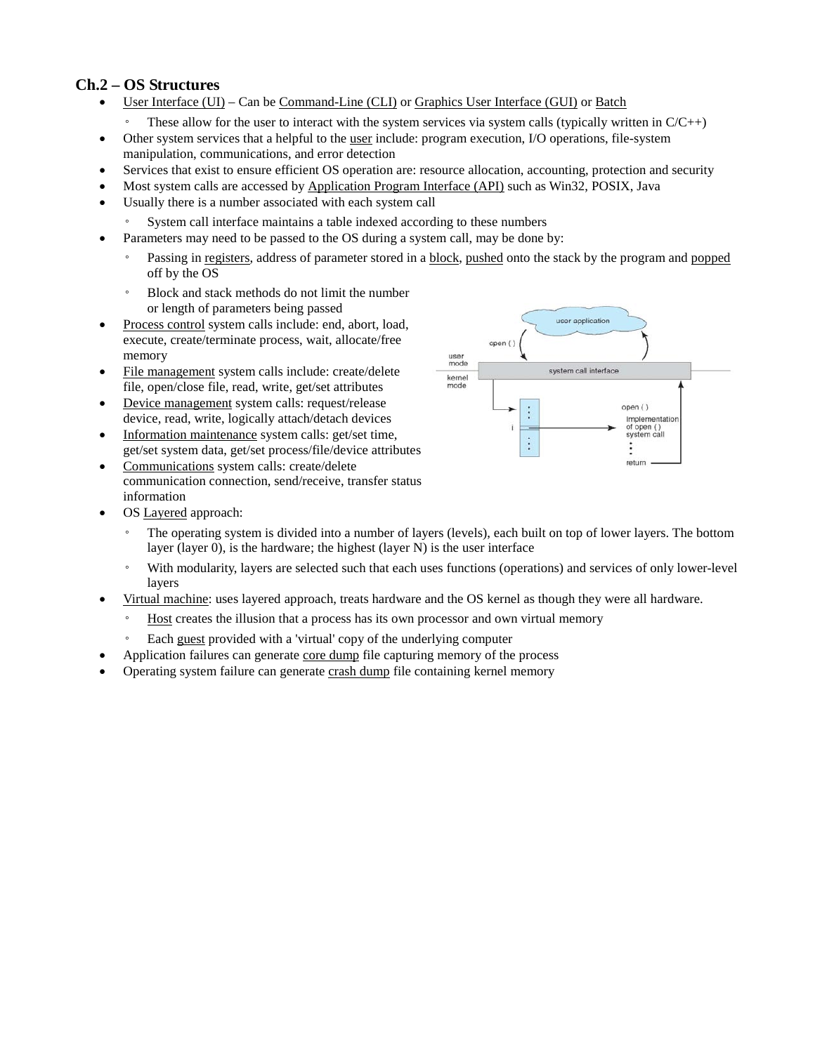### Ch.2 – OS Structures

- User Interface (UI) – Can be Command-Line (CLI) or Graphics User Interface (GUI) or Batch
  - These allow for the user to interact with the system services via system calls (typically written in C/C++)
- Other system services that a helpful to the user include: program execution, I/O operations, file-system manipulation, communications, and error detection
- Services that exist to ensure efficient OS operation are: resource allocation, accounting, protection and security
- Most system calls are accessed by Application Program Interface (API) such as Win32, POSIX, Java
- Usually there is a number associated with each system call
  - System call interface maintains a table indexed according to these numbers
- Parameters may need to be passed to the OS during a system call, may be done by:
  - Passing in registers, address of parameter stored in a block, pushed onto the stack by the program and popped off by the OS
  - Block and stack methods do not limit the number or length of parameters being passed
- Process control system calls include: end, abort, load, execute, create/terminate process, wait, allocate/free memory
- File management system calls include: create/delete file, open/close file, read, write, get/set attributes
- Device management system calls: request/release device, read, write, logically attach/detach devices
- Information maintenance system calls: get/set time, get/set system data, get/set process/file/device attributes
- Communications system calls: create/delete communication connection, send/receive, transfer status information
- OS Layered approach:
  - The operating system is divided into a number of layers (levels), each built on top of lower layers. The bottom layer (layer 0), is the hardware; the highest (layer N) is the user interface
  - With modularity, layers are selected such that each uses functions (operations) and services of only lower-level layers
- Virtual machine: uses layered approach, treats hardware and the OS kernel as though they were all hardware.
  - Host creates the illusion that a process has its own processor and own virtual memory
  - Each guest provided with a 'virtual' copy of the underlying computer
- Application failures can generate core dump file capturing memory of the process
- Operating system failure can generate crash dump file containing kernel memory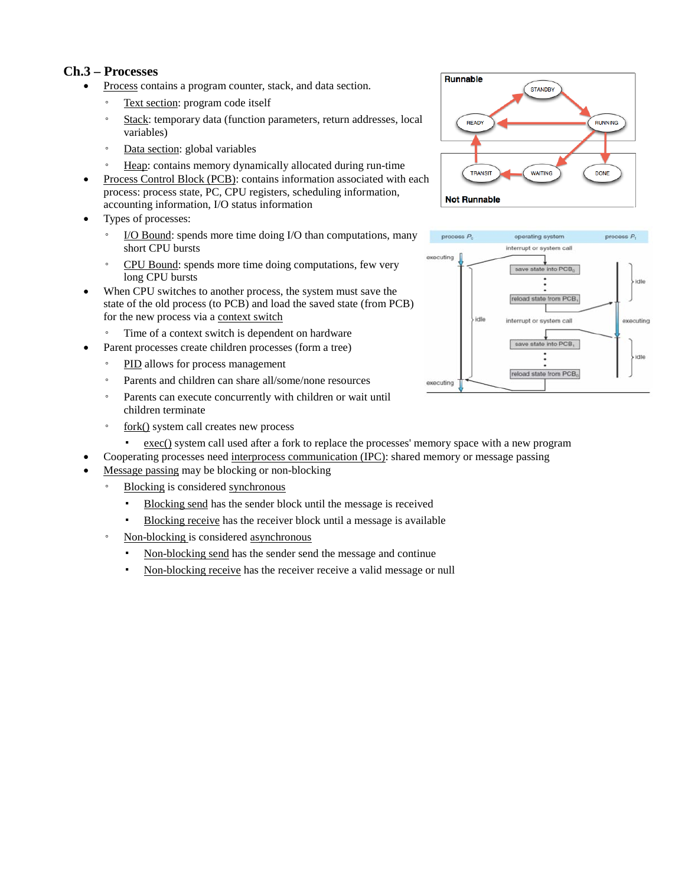## Ch.3 – Processes

- Process contains a program counter, stack, and data section.
  - Text section: program code itself
  - Stack: temporary data (function parameters, return addresses, local variables)
  - Data section: global variables
  - Heap: contains memory dynamically allocated during run-time
- Process Control Block (PCB): contains information associated with each process: process state, PC, CPU registers, scheduling information, accounting information, I/O status information
- Types of processes:
  - I/O Bound: spends more time doing I/O than computations, many short CPU bursts
  - CPU Bound: spends more time doing computations, few very long CPU bursts
- When CPU switches to another process, the system must save the state of the old process (to PCB) and load the saved state (from PCB) for the new process via a context switch
  - Time of a context switch is dependent on hardware
- Parent processes create children processes (form a tree)
  - PID allows for process management
  - Parents and children can share all/some/none resources
  - Parents can execute concurrently with children or wait until children terminate
  - fork() system call creates new process
    - exec() system call used after a fork to replace the processes' memory space with a new program
- Cooperating processes need interprocess communication (IPC): shared memory or message passing
- Message passing may be blocking or non-blocking
  - Blocking is considered synchronous
    - Blocking send has the sender block until the message is received
    - Blocking receive has the receiver block until a message is available
  - Non-blocking is considered asynchronous
    - Non-blocking send has the sender send the message and continue
    - Non-blocking receive has the receiver receive a valid message or null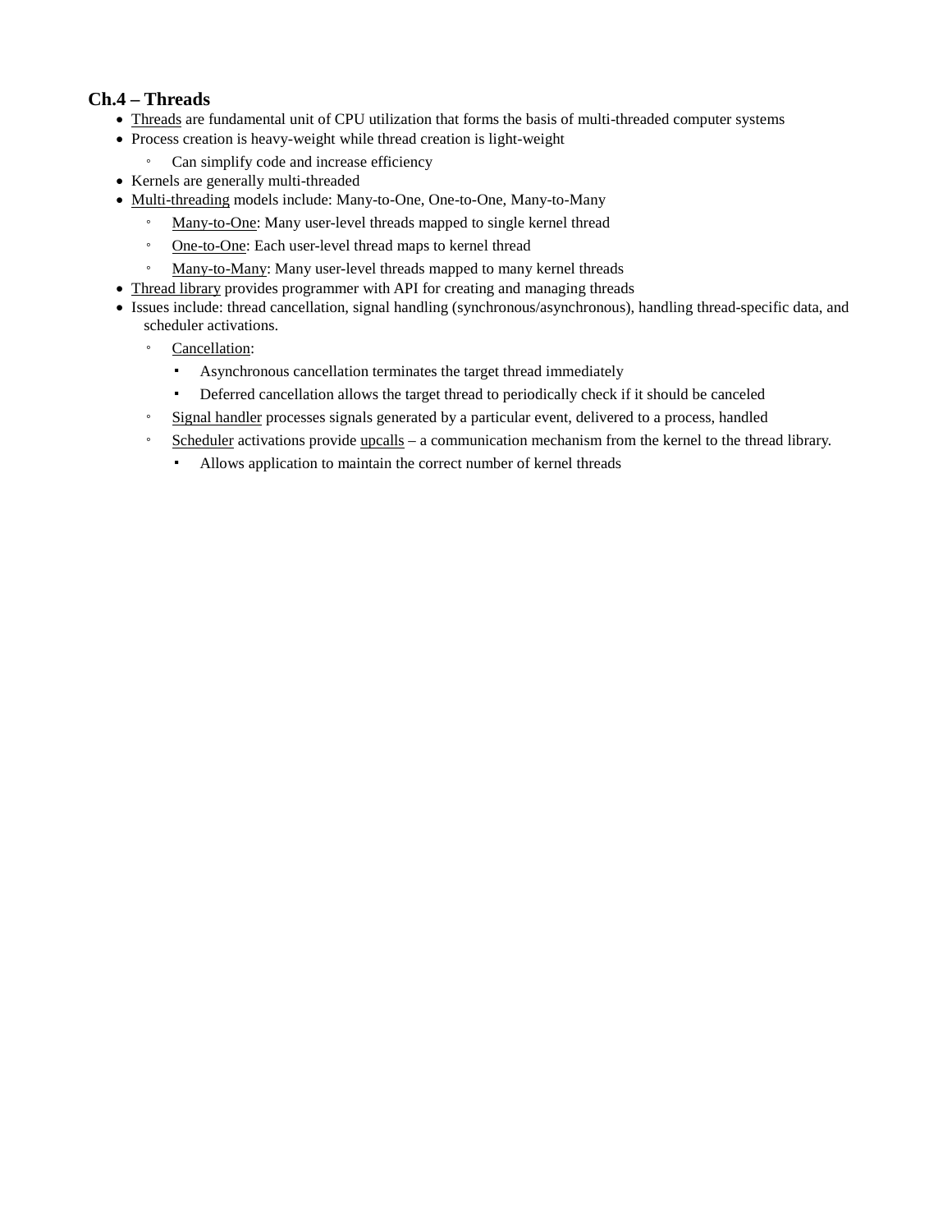### Ch.4 – Threads

- Threads are fundamental unit of CPU utilization that forms the basis of multi-threaded computer systems
- Process creation is heavy-weight while thread creation is light-weight
  - Can simplify code and increase efficiency
- Kernels are generally multi-threaded
- Multi-threading models include: Many-to-One, One-to-One, Many-to-Many
  - Many-to-One: Many user-level threads mapped to single kernel thread
  - One-to-One: Each user-level thread maps to kernel thread
  - Many-to-Many: Many user-level threads mapped to many kernel threads
- Thread library provides programmer with API for creating and managing threads
- Issues include: thread cancellation, signal handling (synchronous/asynchronous), handling thread-specific data, and scheduler activations.
  - Cancellation:
    - Asynchronous cancellation terminates the target thread immediately
    - Deferred cancellation allows the target thread to periodically check if it should be canceled
  - Signal handler processes signals generated by a particular event, delivered to a process, handled
  - Scheduler activations provide upcalls – a communication mechanism from the kernel to the thread library.
    - Allows application to maintain the correct number of kernel threads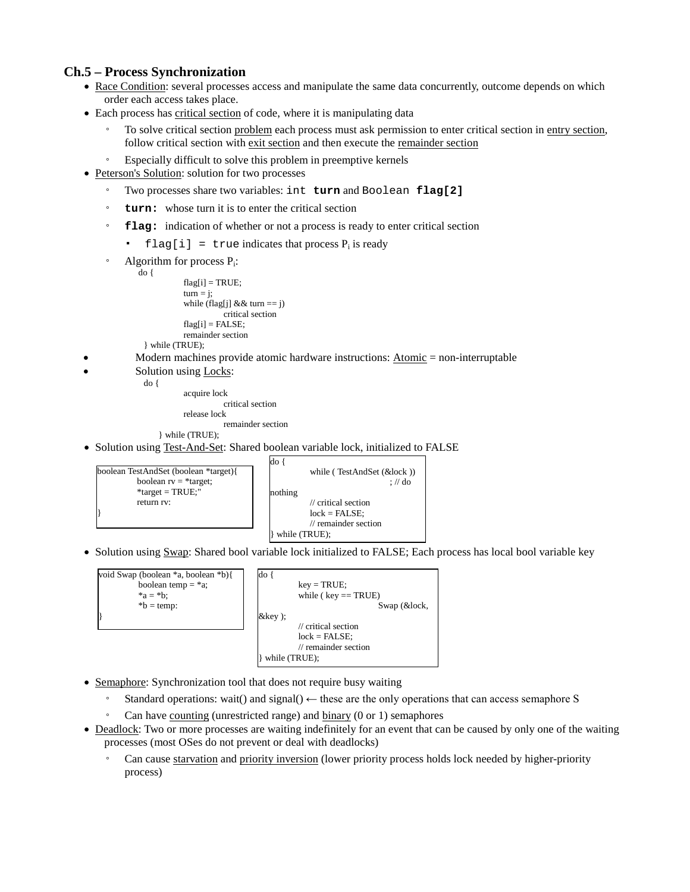## Ch.5 – Process Synchronization

- Race Condition: several processes access and manipulate the same data concurrently, outcome depends on which order each access takes place.
- Each process has critical section of code, where it is manipulating data
  - To solve critical section problem each process must ask permission to enter critical section in entry section, follow critical section with exit section and then execute the remainder section
  - Especially difficult to solve this problem in preemptive kernels
- Peterson's Solution: solution for two processes
  - Two processes share two variables: `int` **`turn`** and `Boolean` **`flag[2]`**
  - **`turn:`** whose turn it is to enter the critical section
  - **`flag:`** indication of whether or not a process is ready to enter critical section
    - `flag[i] = true` indicates that process $P_i$ is ready
  - Algorithm for process $P_i$:

```
do {
        flag[i] = TRUE;
        turn = j;
        while (flag[j] && turn == j)
                critical section
        flag[i] = FALSE;
        remainder section
} while (TRUE);
```

- Modern machines provide atomic hardware instructions: Atomic = non-interruptable
- Solution using Locks:

```
do {
        acquire lock
                critical section
        release lock
                remainder section
} while (TRUE);
```

- Solution using Test-And-Set: Shared boolean variable lock, initialized to FALSE

```
boolean TestAndSet (boolean *target){
        boolean rv = *target;
        *target = TRUE;"
        return rv:
}
```

```
do {
        while ( TestAndSet (&lock ))
                        ; // do nothing
        // critical section
        lock = FALSE;
        // remainder section
} while (TRUE);
```

- Solution using Swap: Shared bool variable lock initialized to FALSE; Each process has local bool variable key

```
void Swap (boolean *a, boolean *b){
        boolean temp = *a;
        *a = *b;
        *b = temp:
}
```

```
do {
        key = TRUE;
        while ( key == TRUE)
                        Swap (&lock, &key );
        // critical section
        lock = FALSE;
        // remainder section
} while (TRUE);
```

- Semaphore: Synchronization tool that does not require busy waiting
  - Standard operations: wait() and signal() ← these are the only operations that can access semaphore S
  - Can have counting (unrestricted range) and binary (0 or 1) semaphores
- Deadlock: Two or more processes are waiting indefinitely for an event that can be caused by only one of the waiting processes (most OSes do not prevent or deal with deadlocks)
  - Can cause starvation and priority inversion (lower priority process holds lock needed by higher-priority process)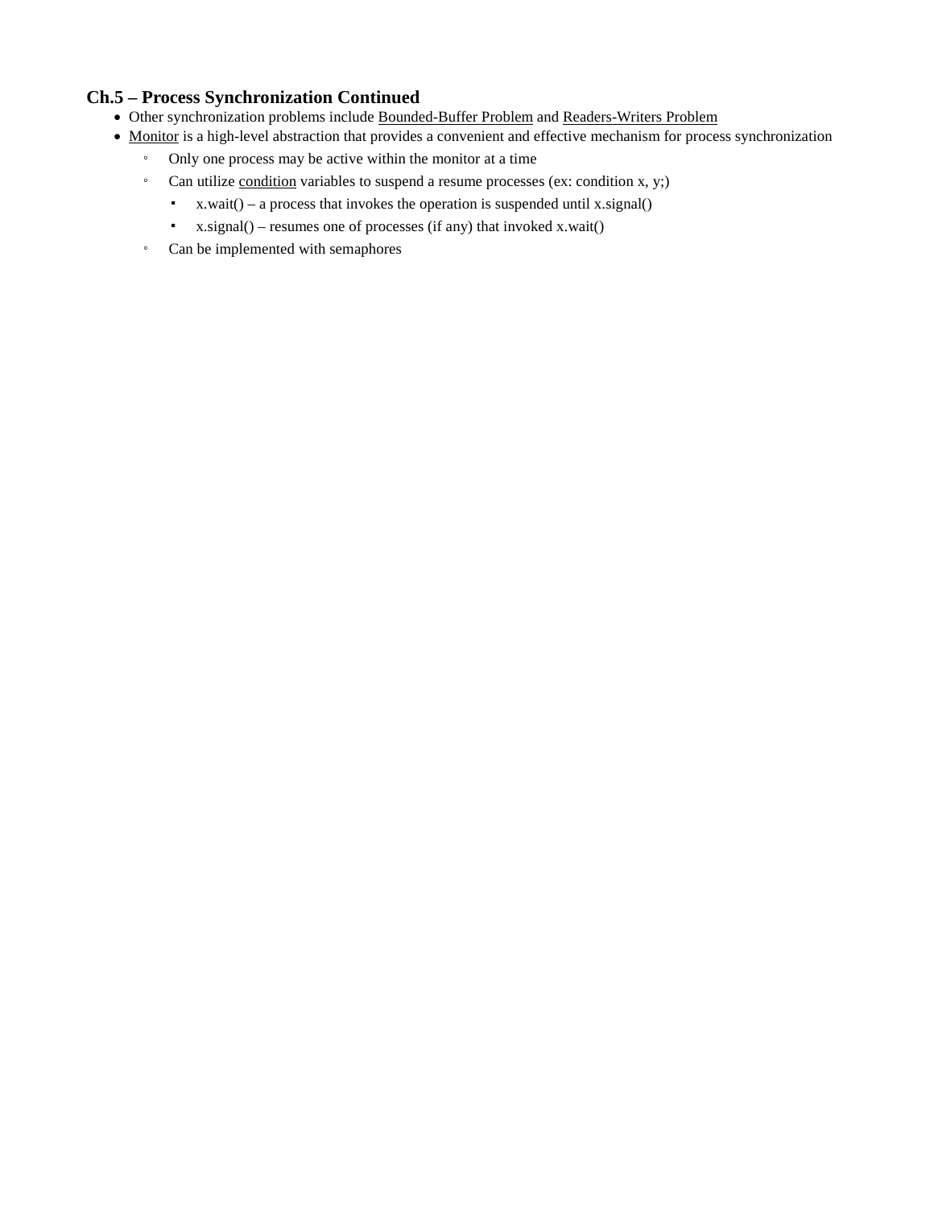## Ch.5 – Process Synchronization Continued

- Other synchronization problems include <u>Bounded-Buffer Problem</u> and <u>Readers-Writers Problem</u>
- <u>Monitor</u> is a high-level abstraction that provides a convenient and effective mechanism for process synchronization
  - Only one process may be active within the monitor at a time
  - Can utilize <u>condition</u> variables to suspend a resume processes (ex: condition x, y;)
    - x.wait() – a process that invokes the operation is suspended until x.signal()
    - x.signal() – resumes one of processes (if any) that invoked x.wait()
  - Can be implemented with semaphores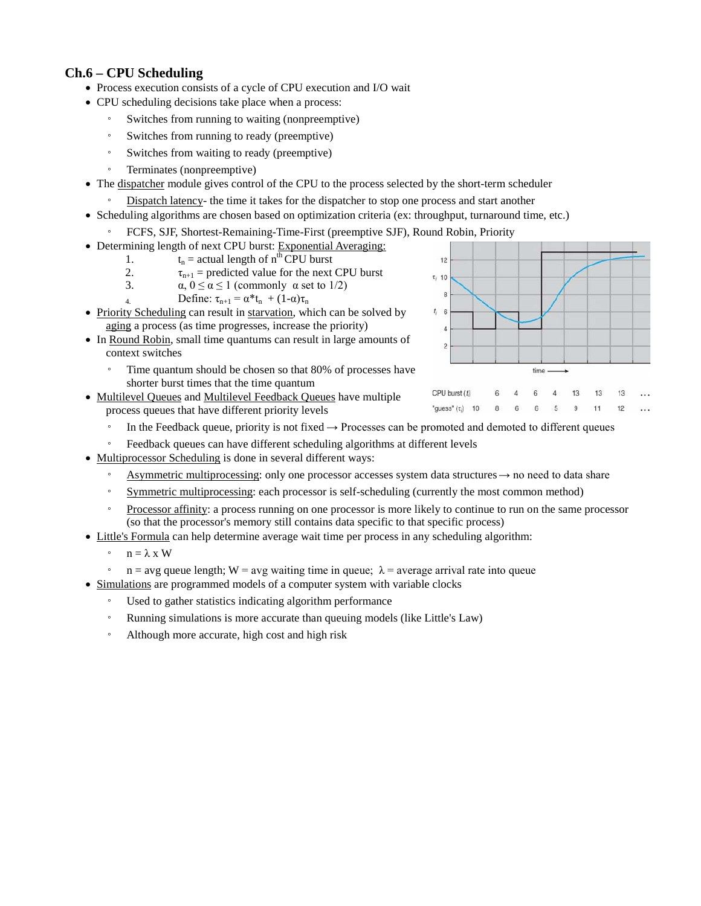## Ch.6 – CPU Scheduling

- Process execution consists of a cycle of CPU execution and I/O wait
- CPU scheduling decisions take place when a process:
  - Switches from running to waiting (nonpreemptive)
  - Switches from running to ready (preemptive)
  - Switches from waiting to ready (preemptive)
  - Terminates (nonpreemptive)
- The dispatcher module gives control of the CPU to the process selected by the short-term scheduler
  - Dispatch latency- the time it takes for the dispatcher to stop one process and start another
- Scheduling algorithms are chosen based on optimization criteria (ex: throughput, turnaround time, etc.)
  - FCFS, SJF, Shortest-Remaining-Time-First (preemptive SJF), Round Robin, Priority
- Determining length of next CPU burst: Exponential Averaging:
  1. $t_n$ = actual length of $n^{th}$ CPU burst
  2. $\tau_{n+1}$ = predicted value for the next CPU burst
  3. $\alpha$, $0 \leq \alpha \leq 1$ (commonly $\alpha$ set to 1/2)
  4. Define: $\tau_{n+1} = \alpha * t_n + (1-\alpha)\tau_n$
- Priority Scheduling can result in starvation, which can be solved by aging a process (as time progresses, increase the priority)
- In Round Robin, small time quantums can result in large amounts of context switches
  - Time quantum should be chosen so that 80% of processes have shorter burst times that the time quantum

| CPU burst ($t_i$) | | 6 | 4 | 6 | 4 | 13 | 13 | 13 | … |
|---|---|---|---|---|---|---|---|---|---|
| "guess" ($\tau_i$) | 10 | 8 | 6 | 6 | 5 | 9 | 11 | 12 | … |

- Multilevel Queues and Multilevel Feedback Queues have multiple process queues that have different priority levels
  - In the Feedback queue, priority is not fixed → Processes can be promoted and demoted to different queues
  - Feedback queues can have different scheduling algorithms at different levels
- Multiprocessor Scheduling is done in several different ways:
  - Asymmetric multiprocessing: only one processor accesses system data structures → no need to data share
  - Symmetric multiprocessing: each processor is self-scheduling (currently the most common method)
  - Processor affinity: a process running on one processor is more likely to continue to run on the same processor (so that the processor's memory still contains data specific to that specific process)
- Little's Formula can help determine average wait time per process in any scheduling algorithm:
  - $n = \lambda \times W$
  - n = avg queue length; W = avg waiting time in queue; $\lambda$ = average arrival rate into queue
- Simulations are programmed models of a computer system with variable clocks
  - Used to gather statistics indicating algorithm performance
  - Running simulations is more accurate than queuing models (like Little's Law)
  - Although more accurate, high cost and high risk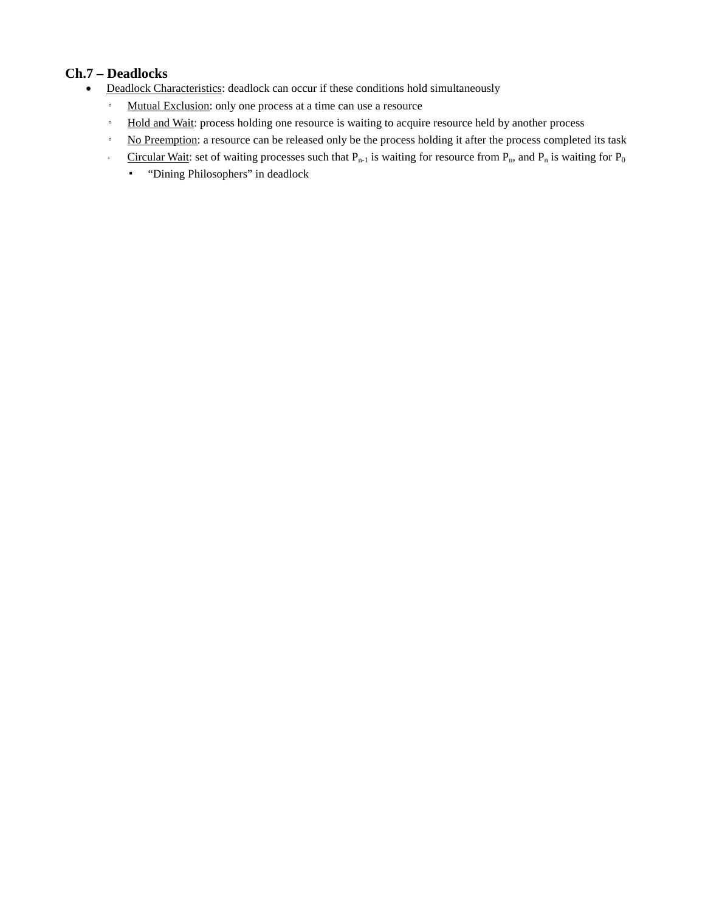### Ch.7 – Deadlocks

- Deadlock Characteristics: deadlock can occur if these conditions hold simultaneously
  - Mutual Exclusion: only one process at a time can use a resource
  - Hold and Wait: process holding one resource is waiting to acquire resource held by another process
  - No Preemption: a resource can be released only be the process holding it after the process completed its task
  - Circular Wait: set of waiting processes such that $P_{n-1}$ is waiting for resource from $P_n$, and $P_n$ is waiting for $P_0$
    - "Dining Philosophers" in deadlock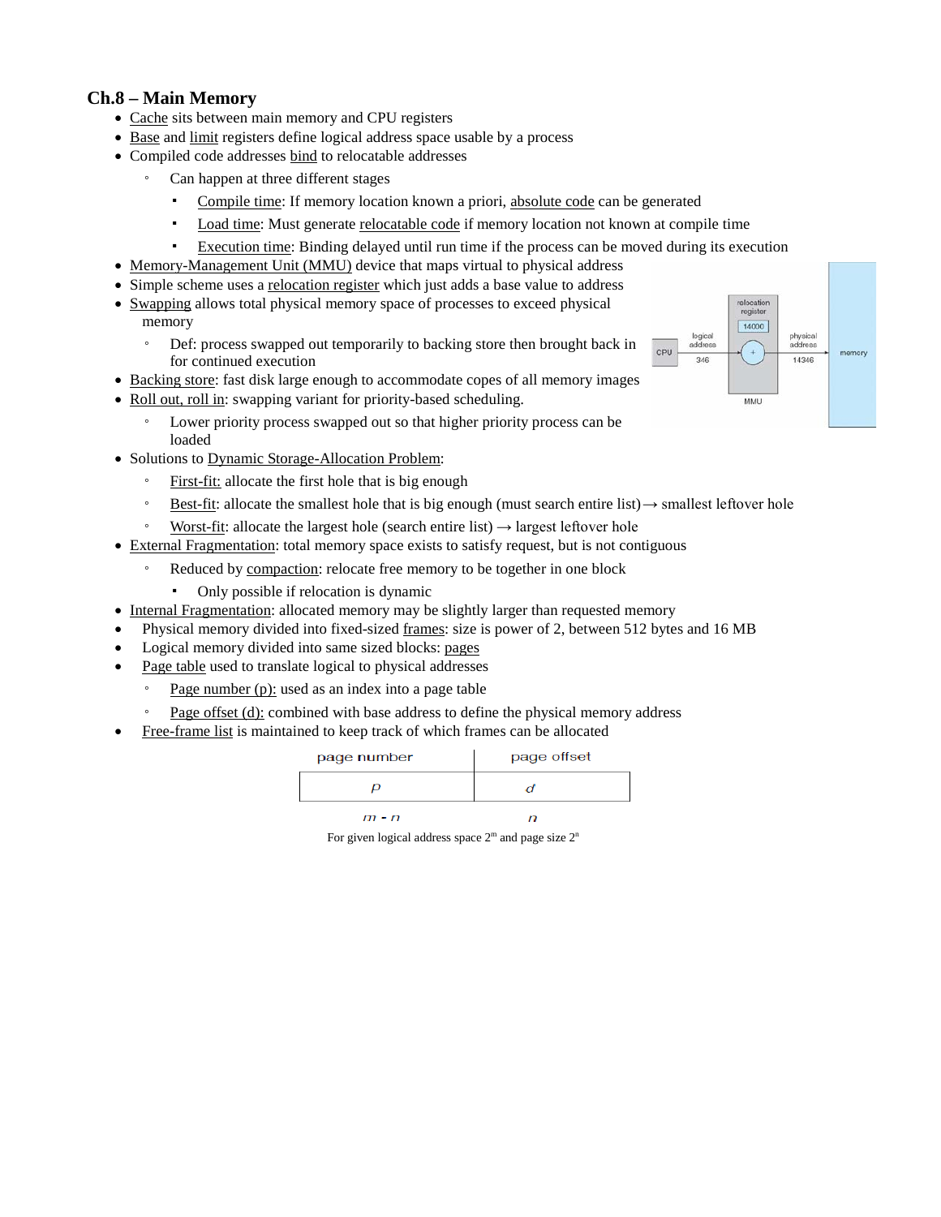## Ch.8 – Main Memory

- Cache sits between main memory and CPU registers
- Base and limit registers define logical address space usable by a process
- Compiled code addresses bind to relocatable addresses
  - Can happen at three different stages
    - Compile time: If memory location known a priori, absolute code can be generated
    - Load time: Must generate relocatable code if memory location not known at compile time
    - Execution time: Binding delayed until run time if the process can be moved during its execution
- Memory-Management Unit (MMU) device that maps virtual to physical address
- Simple scheme uses a relocation register which just adds a base value to address
- Swapping allows total physical memory space of processes to exceed physical memory
  - Def: process swapped out temporarily to backing store then brought back in for continued execution
- Backing store: fast disk large enough to accommodate copes of all memory images
- Roll out, roll in: swapping variant for priority-based scheduling.
  - Lower priority process swapped out so that higher priority process can be loaded
- Solutions to Dynamic Storage-Allocation Problem:
  - First-fit: allocate the first hole that is big enough
  - Best-fit: allocate the smallest hole that is big enough (must search entire list) → smallest leftover hole
  - Worst-fit: allocate the largest hole (search entire list) → largest leftover hole
- External Fragmentation: total memory space exists to satisfy request, but is not contiguous
  - Reduced by compaction: relocate free memory to be together in one block
    - Only possible if relocation is dynamic
- Internal Fragmentation: allocated memory may be slightly larger than requested memory
- Physical memory divided into fixed-sized frames: size is power of 2, between 512 bytes and 16 MB
- Logical memory divided into same sized blocks: pages
- Page table used to translate logical to physical addresses
  - Page number (p): used as an index into a page table
  - Page offset (d): combined with base address to define the physical memory address
- Free-frame list is maintained to keep track of which frames can be allocated

| page number | page offset |
|---|---|
| $p$ | $d$ |
| $m - n$ | $n$ |

For given logical address space $2^m$ and page size $2^n$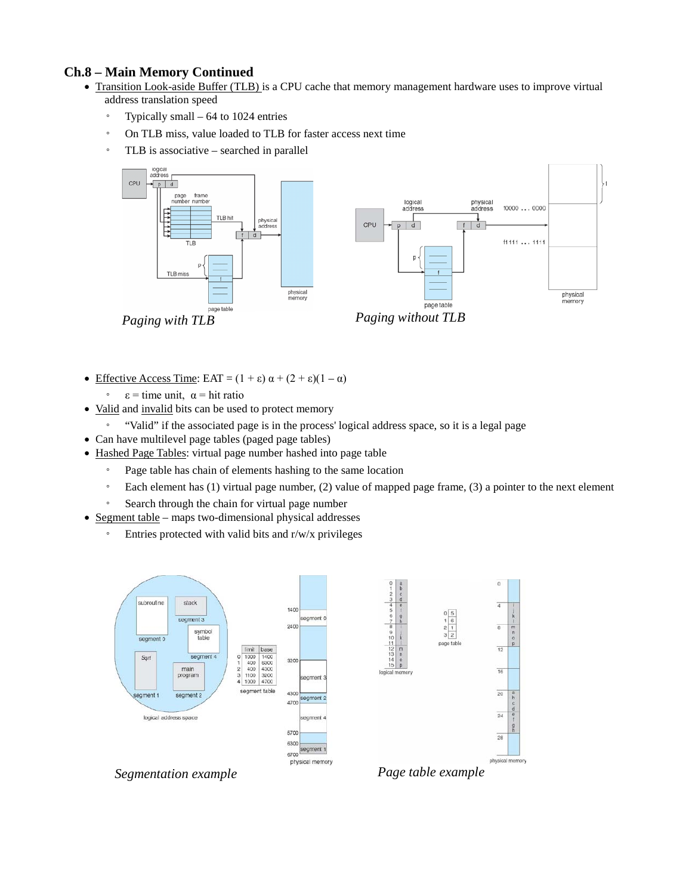## Ch.8 – Main Memory Continued

- Transition Look-aside Buffer (TLB) is a CPU cache that memory management hardware uses to improve virtual address translation speed
  - Typically small – 64 to 1024 entries
  - On TLB miss, value loaded to TLB for faster access next time
  - TLB is associative – searched in parallel

*Paging with TLB*

*Paging without TLB*

- Effective Access Time: EAT = $(1 + \varepsilon)\,\alpha + (2 + \varepsilon)(1 - \alpha)$
  - $\varepsilon$ = time unit, $\alpha$ = hit ratio
- Valid and invalid bits can be used to protect memory
  - "Valid" if the associated page is in the process' logical address space, so it is a legal page
- Can have multilevel page tables (paged page tables)
- Hashed Page Tables: virtual page number hashed into page table
  - Page table has chain of elements hashing to the same location
  - Each element has (1) virtual page number, (2) value of mapped page frame, (3) a pointer to the next element
  - Search through the chain for virtual page number
- Segment table – maps two-dimensional physical addresses
  - Entries protected with valid bits and r/w/x privileges

*Segmentation example*

*Page table example*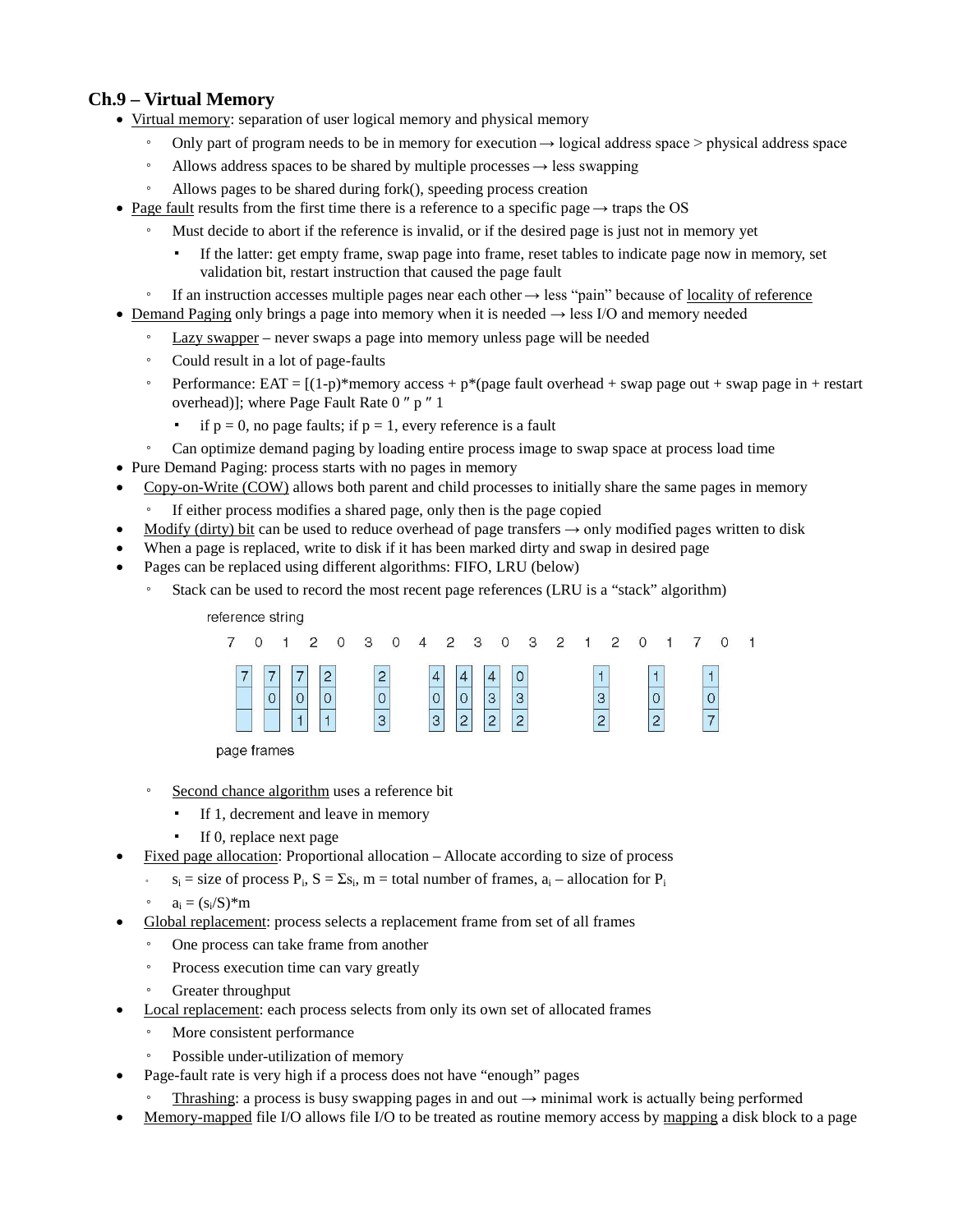## Ch.9 – Virtual Memory

- Virtual memory: separation of user logical memory and physical memory
  - Only part of program needs to be in memory for execution → logical address space > physical address space
  - Allows address spaces to be shared by multiple processes → less swapping
  - Allows pages to be shared during fork(), speeding process creation
- Page fault results from the first time there is a reference to a specific page → traps the OS
  - Must decide to abort if the reference is invalid, or if the desired page is just not in memory yet
    - If the latter: get empty frame, swap page into frame, reset tables to indicate page now in memory, set validation bit, restart instruction that caused the page fault
  - If an instruction accesses multiple pages near each other → less "pain" because of locality of reference
- Demand Paging only brings a page into memory when it is needed → less I/O and memory needed
  - Lazy swapper – never swaps a page into memory unless page will be needed
  - Could result in a lot of page-faults
  - Performance: EAT = [(1-p)*memory access + p*(page fault overhead + swap page out + swap page in + restart overhead)]; where Page Fault Rate $0 \leq p \leq 1$
    - if p = 0, no page faults; if p = 1, every reference is a fault
  - Can optimize demand paging by loading entire process image to swap space at process load time
- Pure Demand Paging: process starts with no pages in memory
- Copy-on-Write (COW) allows both parent and child processes to initially share the same pages in memory
  - If either process modifies a shared page, only then is the page copied
- Modify (dirty) bit can be used to reduce overhead of page transfers → only modified pages written to disk
- When a page is replaced, write to disk if it has been marked dirty and swap in desired page
- Pages can be replaced using different algorithms: FIFO, LRU (below)
  - Stack can be used to record the most recent page references (LRU is a "stack" algorithm)

reference string

7 0 1 2 0 3 0 4 2 3 0 3 2 1 2 0 1 7 0 1

| 7 | 7 | 7 | 2 | 2 | 4 | 4 | 4 | 0 | 1 | 1 | 1 |
|---|---|---|---|---|---|---|---|---|---|---|---|
|   | 0 | 0 | 0 | 0 | 0 | 0 | 3 | 3 | 3 | 0 | 0 |
|   |   | 1 | 1 | 3 | 3 | 2 | 2 | 2 | 2 | 2 | 7 |

page frames

  - Second chance algorithm uses a reference bit
    - If 1, decrement and leave in memory
    - If 0, replace next page
- Fixed page allocation: Proportional allocation – Allocate according to size of process
  - $s_i$ = size of process $P_i$, $S = \Sigma s_i$, m = total number of frames, $a_i$ – allocation for $P_i$
  - $a_i = (s_i/S)*m$
- Global replacement: process selects a replacement frame from set of all frames
  - One process can take frame from another
  - Process execution time can vary greatly
  - Greater throughput
- Local replacement: each process selects from only its own set of allocated frames
  - More consistent performance
  - Possible under-utilization of memory
- Page-fault rate is very high if a process does not have "enough" pages
  - Thrashing: a process is busy swapping pages in and out → minimal work is actually being performed
- Memory-mapped file I/O allows file I/O to be treated as routine memory access by mapping a disk block to a page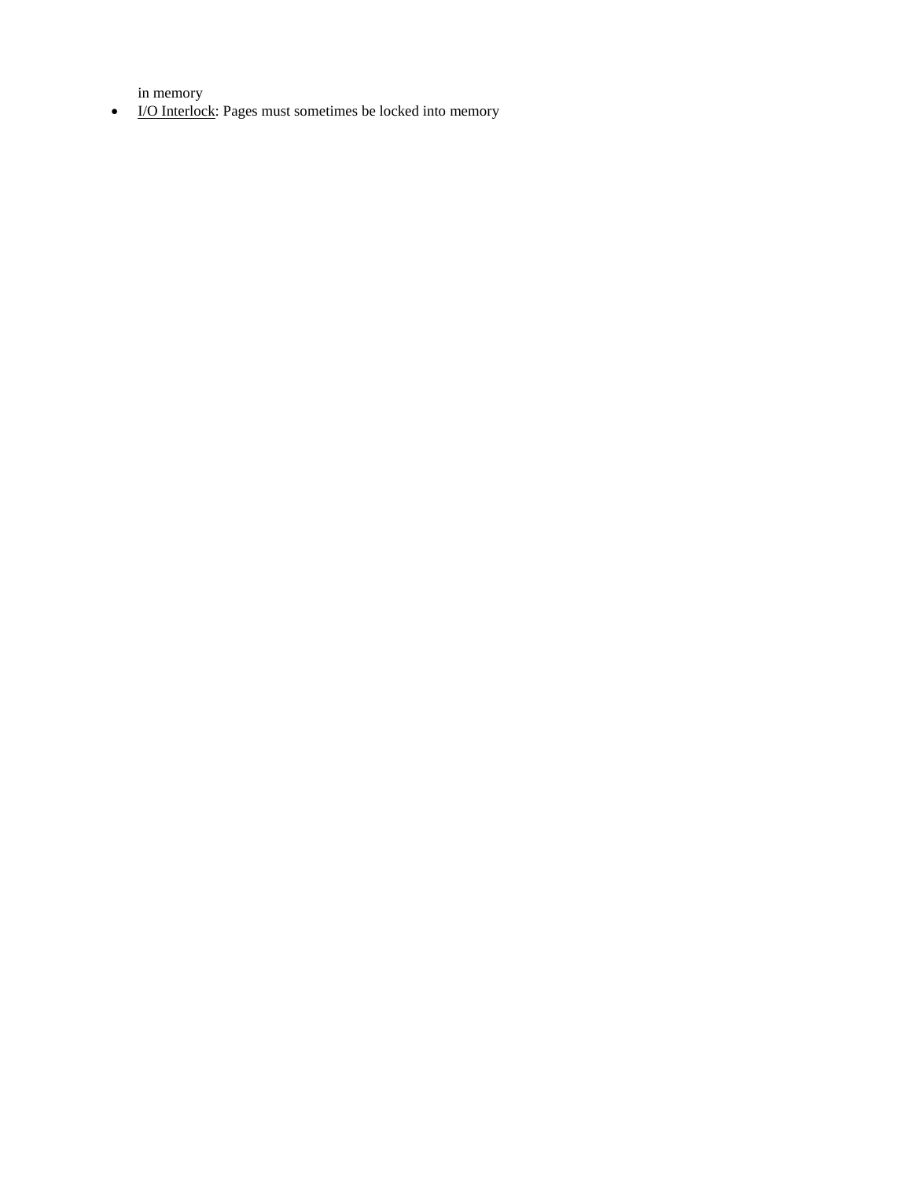in memory

- <u>I/O Interlock</u>: Pages must sometimes be locked into memory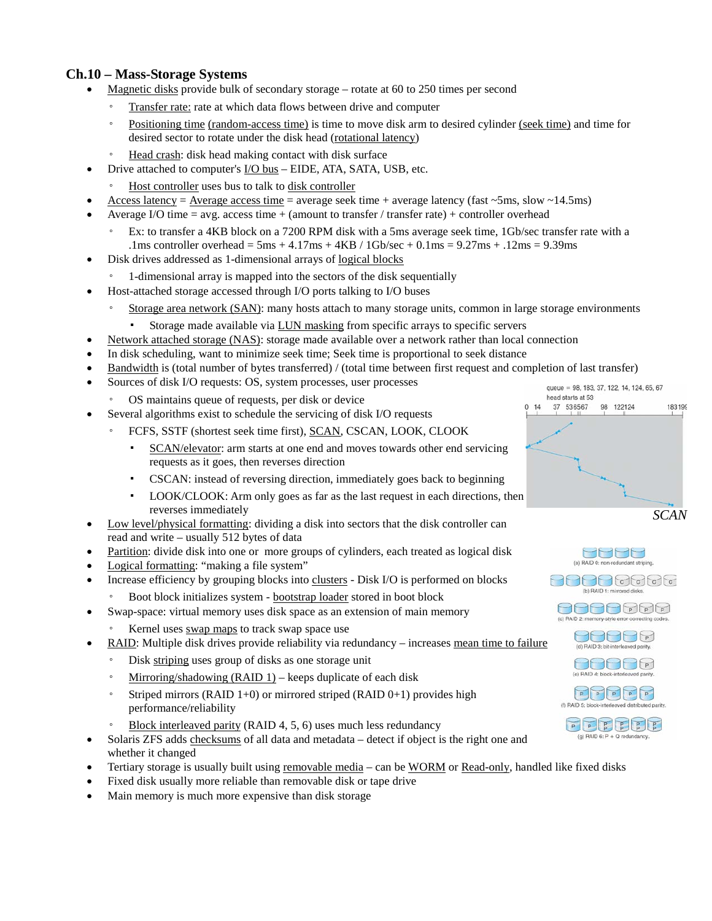## Ch.10 – Mass-Storage Systems

- Magnetic disks provide bulk of secondary storage – rotate at 60 to 250 times per second
  - Transfer rate: rate at which data flows between drive and computer
  - Positioning time (random-access time) is time to move disk arm to desired cylinder (seek time) and time for desired sector to rotate under the disk head (rotational latency)
  - Head crash: disk head making contact with disk surface
- Drive attached to computer's I/O bus – EIDE, ATA, SATA, USB, etc.
  - Host controller uses bus to talk to disk controller
- Access latency = Average access time = average seek time + average latency (fast ~5ms, slow ~14.5ms)
- Average I/O time = avg. access time + (amount to transfer / transfer rate) + controller overhead
  - Ex: to transfer a 4KB block on a 7200 RPM disk with a 5ms average seek time, 1Gb/sec transfer rate with a .1ms controller overhead = 5ms + 4.17ms + 4KB / 1Gb/sec + 0.1ms = 9.27ms + .12ms = 9.39ms
- Disk drives addressed as 1-dimensional arrays of logical blocks
  - 1-dimensional array is mapped into the sectors of the disk sequentially
- Host-attached storage accessed through I/O ports talking to I/O buses
  - Storage area network (SAN): many hosts attach to many storage units, common in large storage environments
    - Storage made available via LUN masking from specific arrays to specific servers
- Network attached storage (NAS): storage made available over a network rather than local connection
- In disk scheduling, want to minimize seek time; Seek time is proportional to seek distance
- Bandwidth is (total number of bytes transferred) / (total time between first request and completion of last transfer)
- Sources of disk I/O requests: OS, system processes, user processes
  - OS maintains queue of requests, per disk or device
- Several algorithms exist to schedule the servicing of disk I/O requests
  - FCFS, SSTF (shortest seek time first), SCAN, CSCAN, LOOK, CLOOK
    - SCAN/elevator: arm starts at one end and moves towards other end servicing requests as it goes, then reverses direction
    - CSCAN: instead of reversing direction, immediately goes back to beginning
    - LOOK/CLOOK: Arm only goes as far as the last request in each directions, then reverses immediately

queue = 98, 183, 37, 122, 14, 124, 65, 67
head starts at 53

*SCAN*

- Low level/physical formatting: dividing a disk into sectors that the disk controller can read and write – usually 512 bytes of data
- Partition: divide disk into one or more groups of cylinders, each treated as logical disk
- Logical formatting: "making a file system"
- Increase efficiency by grouping blocks into clusters - Disk I/O is performed on blocks
  - Boot block initializes system - bootstrap loader stored in boot block
- Swap-space: virtual memory uses disk space as an extension of main memory
  - Kernel uses swap maps to track swap space use
- RAID: Multiple disk drives provide reliability via redundancy – increases mean time to failure
  - Disk striping uses group of disks as one storage unit
  - Mirroring/shadowing (RAID 1) – keeps duplicate of each disk
  - Striped mirrors (RAID 1+0) or mirrored striped (RAID 0+1) provides high performance/reliability
  - Block interleaved parity (RAID 4, 5, 6) uses much less redundancy
- Solaris ZFS adds checksums of all data and metadata – detect if object is the right one and whether it changed
- Tertiary storage is usually built using removable media – can be WORM or Read-only, handled like fixed disks
- Fixed disk usually more reliable than removable disk or tape drive
- Main memory is much more expensive than disk storage

(a) RAID 0: non-redundant striping.
(b) RAID 1: mirrored disks.
(c) RAID 2: memory-style error-correcting codes.
(d) RAID 3: bit-interleaved parity.
(e) RAID 4: block-interleaved parity.
(f) RAID 5: block-interleaved distributed parity.
(g) RAID 6: P + Q redundancy.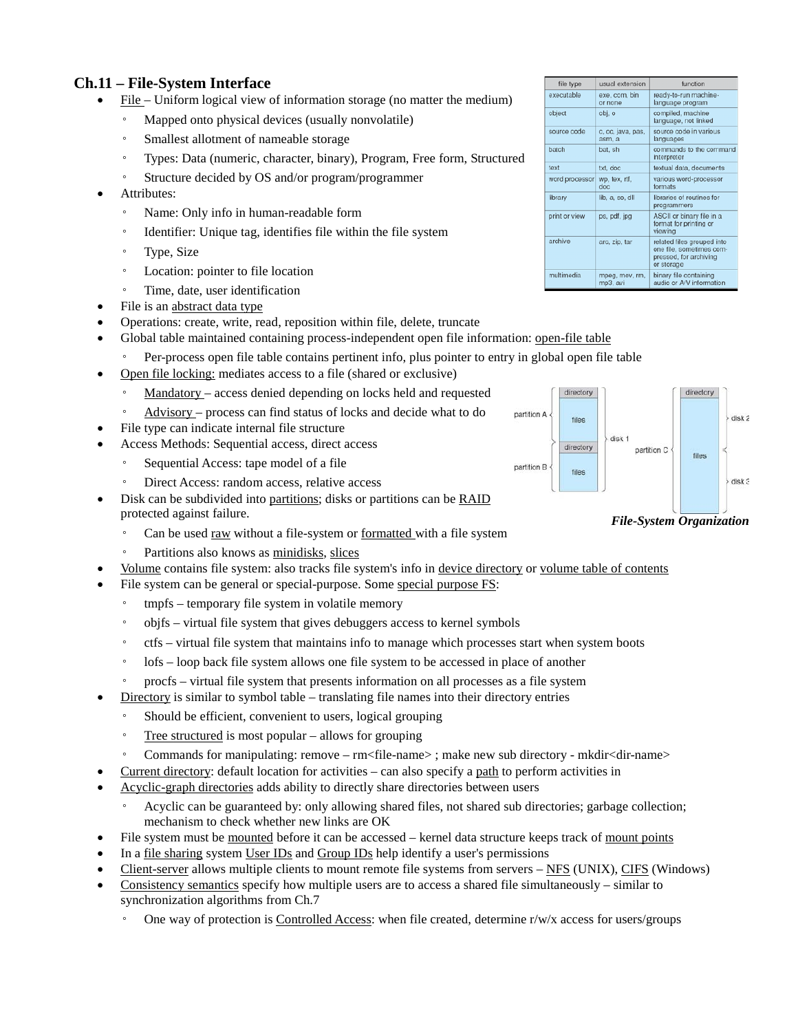## Ch.11 – File-System Interface

| file type | usual extension | function |
| --- | --- | --- |
| executable | exe, com, bin or none | ready-to-run machine-language program |
| object | obj, o | compiled, machine language, not linked |
| source code | c, cc, java, pas, asm, a | source code in various languages |
| batch | bat, sh | commands to the command interpreter |
| text | txt, doc | textual data, documents |
| word processor | wp, tex, rtf, doc | various word-processor formats |
| library | lib, a, so, dll | libraries of routines for programmers |
| print or view | ps, pdf, jpg | ASCII or binary file in a format for printing or viewing |
| archive | arc, zip, tar | related files grouped into one file, sometimes compressed, for archiving or storage |
| multimedia | mpeg, mov, rm, mp3, avi | binary file containing audio or A/V information |

- File – Uniform logical view of information storage (no matter the medium)
  - Mapped onto physical devices (usually nonvolatile)
  - Smallest allotment of nameable storage
  - Types: Data (numeric, character, binary), Program, Free form, Structured
  - Structure decided by OS and/or program/programmer
- Attributes:
  - Name: Only info in human-readable form
  - Identifier: Unique tag, identifies file within the file system
  - Type, Size
  - Location: pointer to file location
  - Time, date, user identification
- File is an abstract data type
- Operations: create, write, read, reposition within file, delete, truncate
- Global table maintained containing process-independent open file information: open-file table
  - Per-process open file table contains pertinent info, plus pointer to entry in global open file table
- Open file locking: mediates access to a file (shared or exclusive)
  - Mandatory – access denied depending on locks held and requested
  - Advisory – process can find status of locks and decide what to do
- File type can indicate internal file structure
- Access Methods: Sequential access, direct access
  - Sequential Access: tape model of a file
  - Direct Access: random access, relative access
- Disk can be subdivided into partitions; disks or partitions can be RAID protected against failure.
  - Can be used raw without a file-system or formatted with a file system
  - Partitions also knows as minidisks, slices

***File-System Organization***

- Volume contains file system: also tracks file system's info in device directory or volume table of contents
- File system can be general or special-purpose. Some special purpose FS:
  - tmpfs – temporary file system in volatile memory
  - objfs – virtual file system that gives debuggers access to kernel symbols
  - ctfs – virtual file system that maintains info to manage which processes start when system boots
  - lofs – loop back file system allows one file system to be accessed in place of another
  - procfs – virtual file system that presents information on all processes as a file system
- Directory is similar to symbol table – translating file names into their directory entries
  - Should be efficient, convenient to users, logical grouping
  - Tree structured is most popular – allows for grouping
  - Commands for manipulating: remove – rm<file-name> ; make new sub directory - mkdir<dir-name>
- Current directory: default location for activities – can also specify a path to perform activities in
- Acyclic-graph directories adds ability to directly share directories between users
  - Acyclic can be guaranteed by: only allowing shared files, not shared sub directories; garbage collection; mechanism to check whether new links are OK
- File system must be mounted before it can be accessed – kernel data structure keeps track of mount points
- In a file sharing system User IDs and Group IDs help identify a user's permissions
- Client-server allows multiple clients to mount remote file systems from servers – NFS (UNIX), CIFS (Windows)
- Consistency semantics specify how multiple users are to access a shared file simultaneously – similar to synchronization algorithms from Ch.7
  - One way of protection is Controlled Access: when file created, determine r/w/x access for users/groups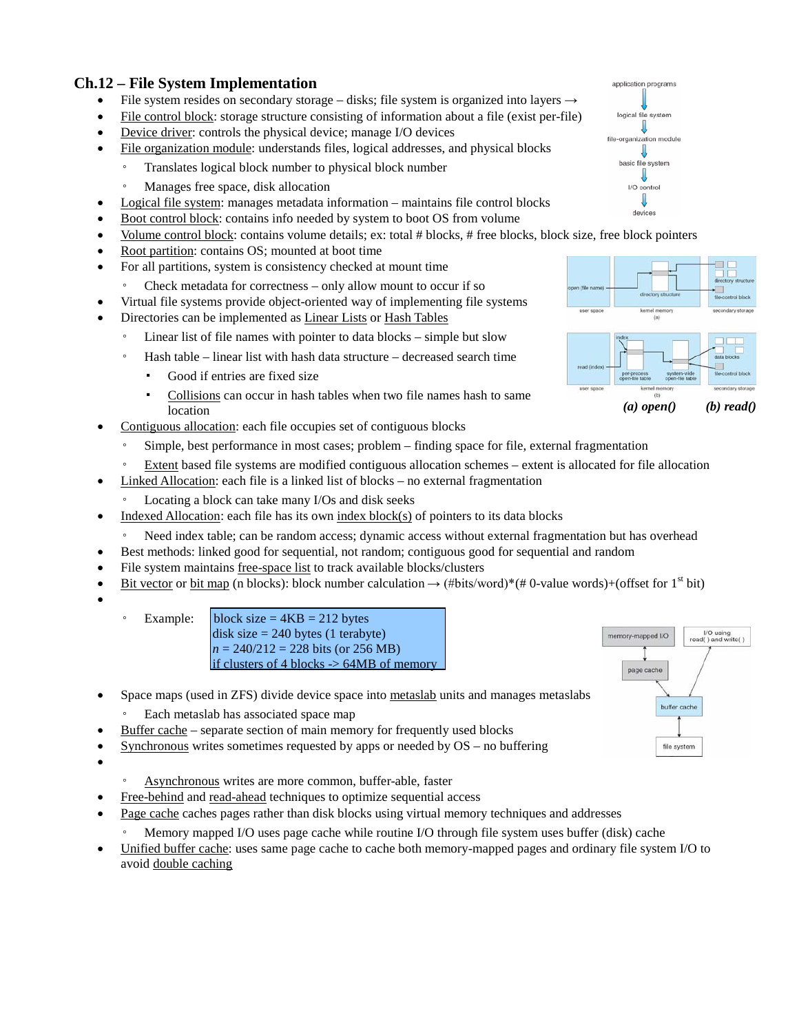## Ch.12 – File System Implementation

- File system resides on secondary storage – disks; file system is organized into layers →
- File control block: storage structure consisting of information about a file (exist per-file)
- Device driver: controls the physical device; manage I/O devices
- File organization module: understands files, logical addresses, and physical blocks
  - Translates logical block number to physical block number
  - Manages free space, disk allocation
- Logical file system: manages metadata information – maintains file control blocks
- Boot control block: contains info needed by system to boot OS from volume
- Volume control block: contains volume details; ex: total # blocks, # free blocks, block size, free block pointers
- Root partition: contains OS; mounted at boot time
- For all partitions, system is consistency checked at mount time
  - Check metadata for correctness – only allow mount to occur if so
- Virtual file systems provide object-oriented way of implementing file systems
- Directories can be implemented as Linear Lists or Hash Tables
  - Linear list of file names with pointer to data blocks – simple but slow
  - Hash table – linear list with hash data structure – decreased search time
    - Good if entries are fixed size
    - Collisions can occur in hash tables when two file names hash to same location

***(a) open()*** ***(b) read()***

- Contiguous allocation: each file occupies set of contiguous blocks
  - Simple, best performance in most cases; problem – finding space for file, external fragmentation
  - Extent based file systems are modified contiguous allocation schemes – extent is allocated for file allocation
- Linked Allocation: each file is a linked list of blocks – no external fragmentation
  - Locating a block can take many I/Os and disk seeks
- Indexed Allocation: each file has its own index block(s) of pointers to its data blocks
  - Need index table; can be random access; dynamic access without external fragmentation but has overhead
- Best methods: linked good for sequential, not random; contiguous good for sequential and random
- File system maintains free-space list to track available blocks/clusters
- Bit vector or bit map (n blocks): block number calculation → (#bits/word)*(# 0-value words)+(offset for 1st bit)
- 
  - Example:

    block size = 4KB = 212 bytes
    disk size = 240 bytes (1 terabyte)
    *n* = 240/212 = 228 bits (or 256 MB)
    if clusters of 4 blocks -> 64MB of memory

- Space maps (used in ZFS) divide device space into metaslab units and manages metaslabs
  - Each metaslab has associated space map
- Buffer cache – separate section of main memory for frequently used blocks
- Synchronous writes sometimes requested by apps or needed by OS – no buffering
- 
  - Asynchronous writes are more common, buffer-able, faster
- Free-behind and read-ahead techniques to optimize sequential access
- Page cache caches pages rather than disk blocks using virtual memory techniques and addresses
  - Memory mapped I/O uses page cache while routine I/O through file system uses buffer (disk) cache
- Unified buffer cache: uses same page cache to cache both memory-mapped pages and ordinary file system I/O to avoid double caching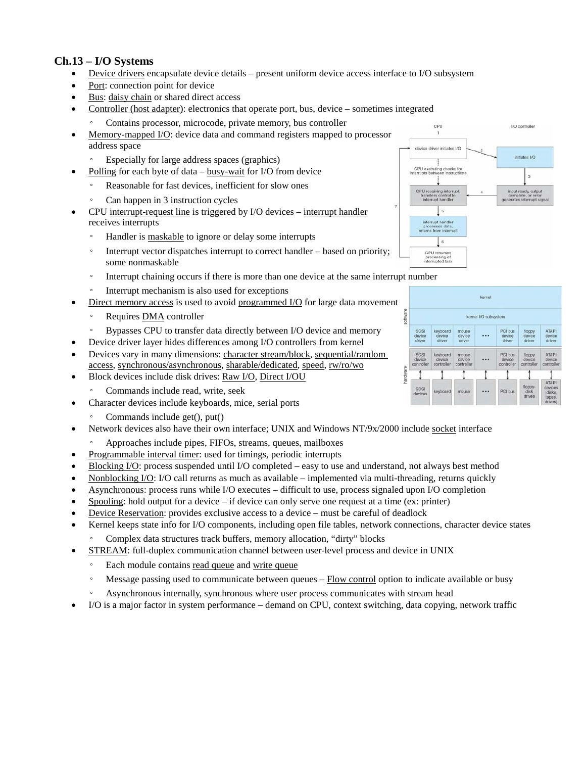## Ch.13 – I/O Systems

- Device drivers encapsulate device details – present uniform device access interface to I/O subsystem
- Port: connection point for device
- Bus: daisy chain or shared direct access
- Controller (host adapter): electronics that operate port, bus, device – sometimes integrated
  - Contains processor, microcode, private memory, bus controller
- Memory-mapped I/O: device data and command registers mapped to processor address space
  - Especially for large address spaces (graphics)
- Polling for each byte of data – busy-wait for I/O from device
  - Reasonable for fast devices, inefficient for slow ones
  - Can happen in 3 instruction cycles
- CPU interrupt-request line is triggered by I/O devices – interrupt handler receives interrupts
  - Handler is maskable to ignore or delay some interrupts
  - Interrupt vector dispatches interrupt to correct handler – based on priority; some nonmaskable
  - Interrupt chaining occurs if there is more than one device at the same interrupt number
  - Interrupt mechanism is also used for exceptions
- Direct memory access is used to avoid programmed I/O for large data movement
  - Requires DMA controller
  - Bypasses CPU to transfer data directly between I/O device and memory
- Device driver layer hides differences among I/O controllers from kernel
- Devices vary in many dimensions: character stream/block, sequential/random access, synchronous/asynchronous, sharable/dedicated, speed, rw/ro/wo
- Block devices include disk drives: Raw I/O, Direct I/OU
  - Commands include read, write, seek
- Character devices include keyboards, mice, serial ports
  - Commands include get(), put()
- Network devices also have their own interface; UNIX and Windows NT/9x/2000 include socket interface
  - Approaches include pipes, FIFOs, streams, queues, mailboxes
- Programmable interval timer: used for timings, periodic interrupts
- Blocking I/O: process suspended until I/O completed – easy to use and understand, not always best method
- Nonblocking I/O: I/O call returns as much as available – implemented via multi-threading, returns quickly
- Asynchronous: process runs while I/O executes – difficult to use, process signaled upon I/O completion
- Spooling: hold output for a device – if device can only serve one request at a time (ex: printer)
- Device Reservation: provides exclusive access to a device – must be careful of deadlock
- Kernel keeps state info for I/O components, including open file tables, network connections, character device states
  - Complex data structures track buffers, memory allocation, "dirty" blocks
- STREAM: full-duplex communication channel between user-level process and device in UNIX
  - Each module contains read queue and write queue
  - Message passing used to communicate between queues – Flow control option to indicate available or busy
  - Asynchronous internally, synchronous where user process communicates with stream head
- I/O is a major factor in system performance – demand on CPU, context switching, data copying, network traffic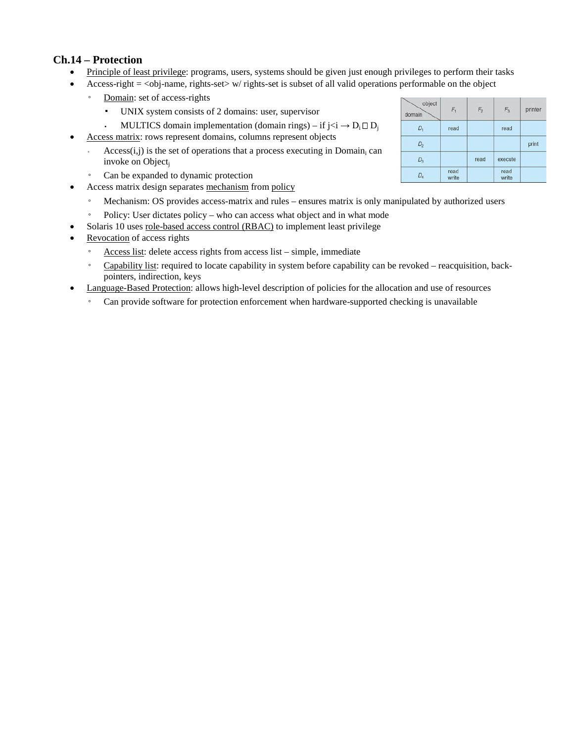## Ch.14 – Protection

- <u>Principle of least privilege</u>: programs, users, systems should be given just enough privileges to perform their tasks
- Access-right = <obj-name, rights-set> w/ rights-set is subset of all valid operations performable on the object
  - <u>Domain</u>: set of access-rights
    - UNIX system consists of 2 domains: user, supervisor
    - MULTICS domain implementation (domain rings) – if j<i → $D_i$ □ $D_j$
- <u>Access matrix</u>: rows represent domains, columns represent objects
  - Access(i,j) is the set of operations that a process executing in $\text{Domain}_i$ can invoke on $\text{Object}_j$
  - Can be expanded to dynamic protection

| domain \ object | $F_1$ | $F_2$ | $F_3$ | printer |
|---|---|---|---|---|
| $D_1$ | read | | read | |
| $D_2$ | | | | print |
| $D_3$ | | read | execute | |
| $D_4$ | read write | | read write | |

- Access matrix design separates <u>mechanism</u> from <u>policy</u>
  - Mechanism: OS provides access-matrix and rules – ensures matrix is only manipulated by authorized users
  - Policy: User dictates policy – who can access what object and in what mode
- Solaris 10 uses <u>role-based access control (RBAC)</u> to implement least privilege
- <u>Revocation</u> of access rights
  - <u>Access list</u>: delete access rights from access list – simple, immediate
  - <u>Capability list</u>: required to locate capability in system before capability can be revoked – reacquisition, back-pointers, indirection, keys
- <u>Language-Based Protection</u>: allows high-level description of policies for the allocation and use of resources
  - Can provide software for protection enforcement when hardware-supported checking is unavailable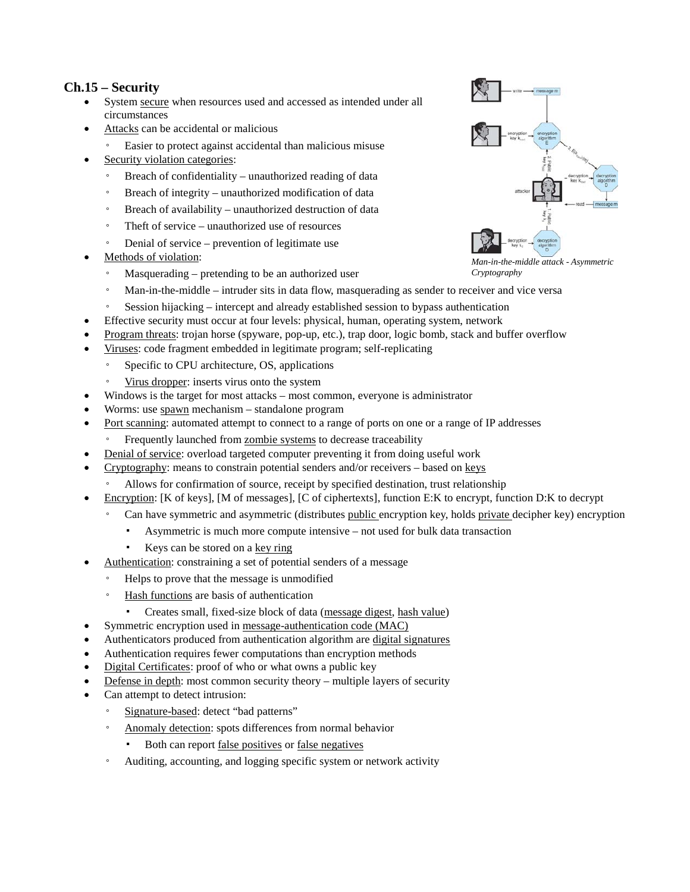## Ch.15 – Security

- System secure when resources used and accessed as intended under all circumstances
- Attacks can be accidental or malicious
  - Easier to protect against accidental than malicious misuse
- Security violation categories:
  - Breach of confidentiality – unauthorized reading of data
  - Breach of integrity – unauthorized modification of data
  - Breach of availability – unauthorized destruction of data
  - Theft of service – unauthorized use of resources
  - Denial of service – prevention of legitimate use
- Methods of violation:
  - Masquerading – pretending to be an authorized user
  - Man-in-the-middle – intruder sits in data flow, masquerading as sender to receiver and vice versa
  - Session hijacking – intercept and already established session to bypass authentication
- Effective security must occur at four levels: physical, human, operating system, network
- Program threats: trojan horse (spyware, pop-up, etc.), trap door, logic bomb, stack and buffer overflow
- Viruses: code fragment embedded in legitimate program; self-replicating
  - Specific to CPU architecture, OS, applications
  - Virus dropper: inserts virus onto the system
- Windows is the target for most attacks – most common, everyone is administrator
- Worms: use spawn mechanism – standalone program
- Port scanning: automated attempt to connect to a range of ports on one or a range of IP addresses
  - Frequently launched from zombie systems to decrease traceability
- Denial of service: overload targeted computer preventing it from doing useful work
- Cryptography: means to constrain potential senders and/or receivers – based on keys
  - Allows for confirmation of source, receipt by specified destination, trust relationship
- Encryption: [K of keys], [M of messages], [C of ciphertexts], function E:K to encrypt, function D:K to decrypt
  - Can have symmetric and asymmetric (distributes public encryption key, holds private decipher key) encryption
    - Asymmetric is much more compute intensive – not used for bulk data transaction
    - Keys can be stored on a key ring
- Authentication: constraining a set of potential senders of a message
  - Helps to prove that the message is unmodified
  - Hash functions are basis of authentication
    - Creates small, fixed-size block of data (message digest, hash value)
- Symmetric encryption used in message-authentication code (MAC)
- Authenticators produced from authentication algorithm are digital signatures
- Authentication requires fewer computations than encryption methods
- Digital Certificates: proof of who or what owns a public key
- Defense in depth: most common security theory – multiple layers of security
- Can attempt to detect intrusion:
  - Signature-based: detect "bad patterns"
  - Anomaly detection: spots differences from normal behavior
    - Both can report false positives or false negatives
  - Auditing, accounting, and logging specific system or network activity

*Man-in-the-middle attack - Asymmetric Cryptography*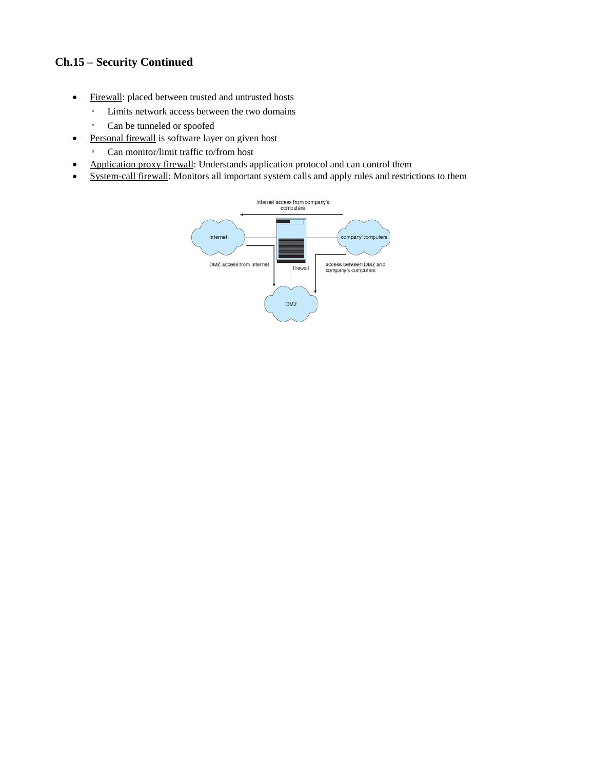## Ch.15 – Security Continued

- Firewall: placed between trusted and untrusted hosts
  - Limits network access between the two domains
  - Can be tunneled or spoofed
- Personal firewall is software layer on given host
  - Can monitor/limit traffic to/from host
- Application proxy firewall: Understands application protocol and can control them
- System-call firewall: Monitors all important system calls and apply rules and restrictions to them

Internet access from company's computers

Internet

company computers

DMZ access from Internet

firewall

access between DMZ and company's computers

DMZ